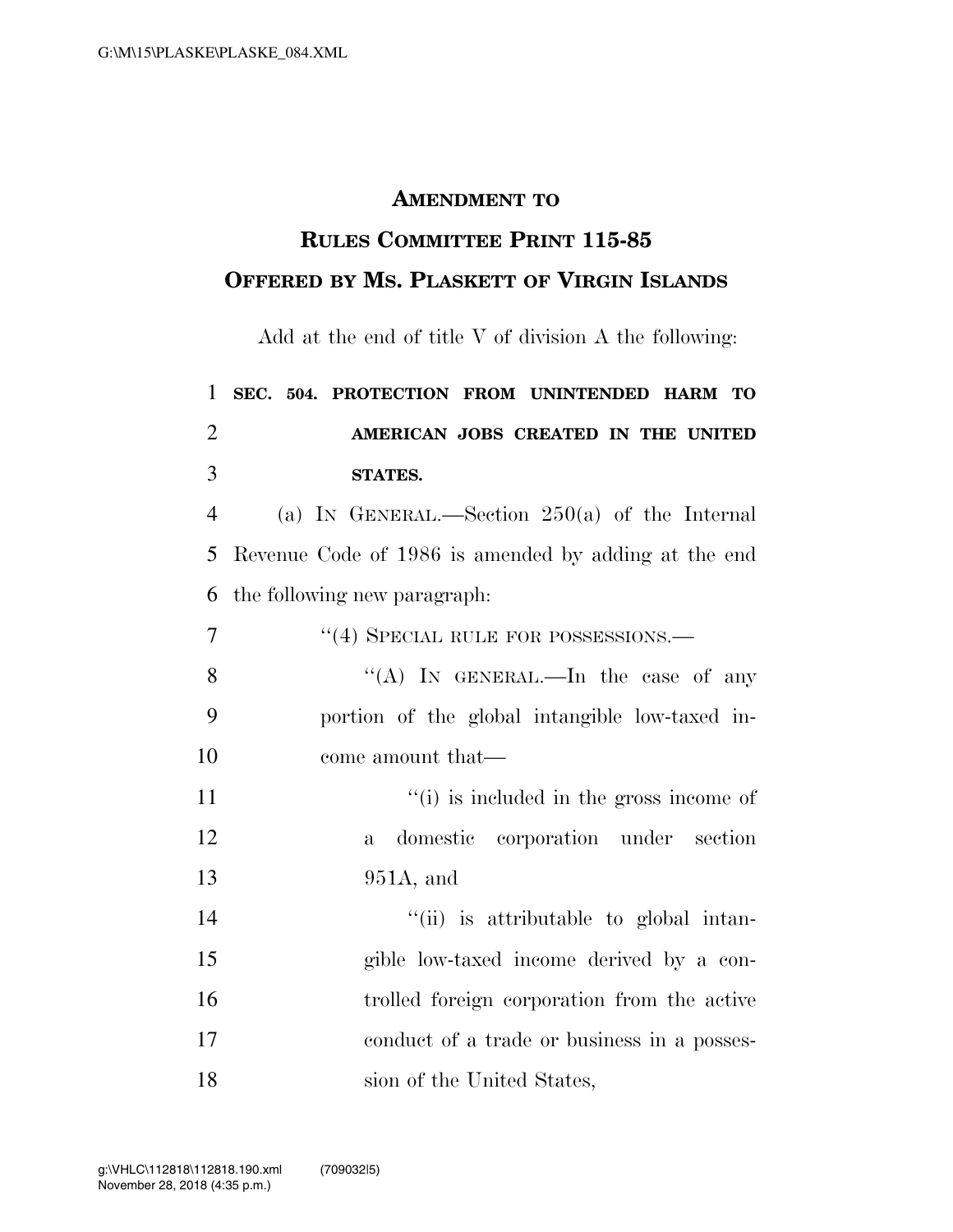## AMENDMENT TO RULES COMMITTEE PRINT 115-85

## OFFERED BY MS. PLASKETT OF VIRGIN ISLANDS

Add at the end of title V of division A the following:

**SEC. 504. PROTECTION FROM UNINTENDED HARM TO AMERICAN JOBS CREATED IN THE UNITED STATES.**

(a) IN GENERAL.—Section 250(a) of the Internal Revenue Code of 1986 is amended by adding at the end the following new paragraph:

"(4) SPECIAL RULE FOR POSSESSIONS.—

"(A) IN GENERAL.—In the case of any portion of the global intangible low-taxed income amount that—

"(i) is included in the gross income of a domestic corporation under section 951A, and

"(ii) is attributable to global intangible low-taxed income derived by a controlled foreign corporation from the active conduct of a trade or business in a possession of the United States,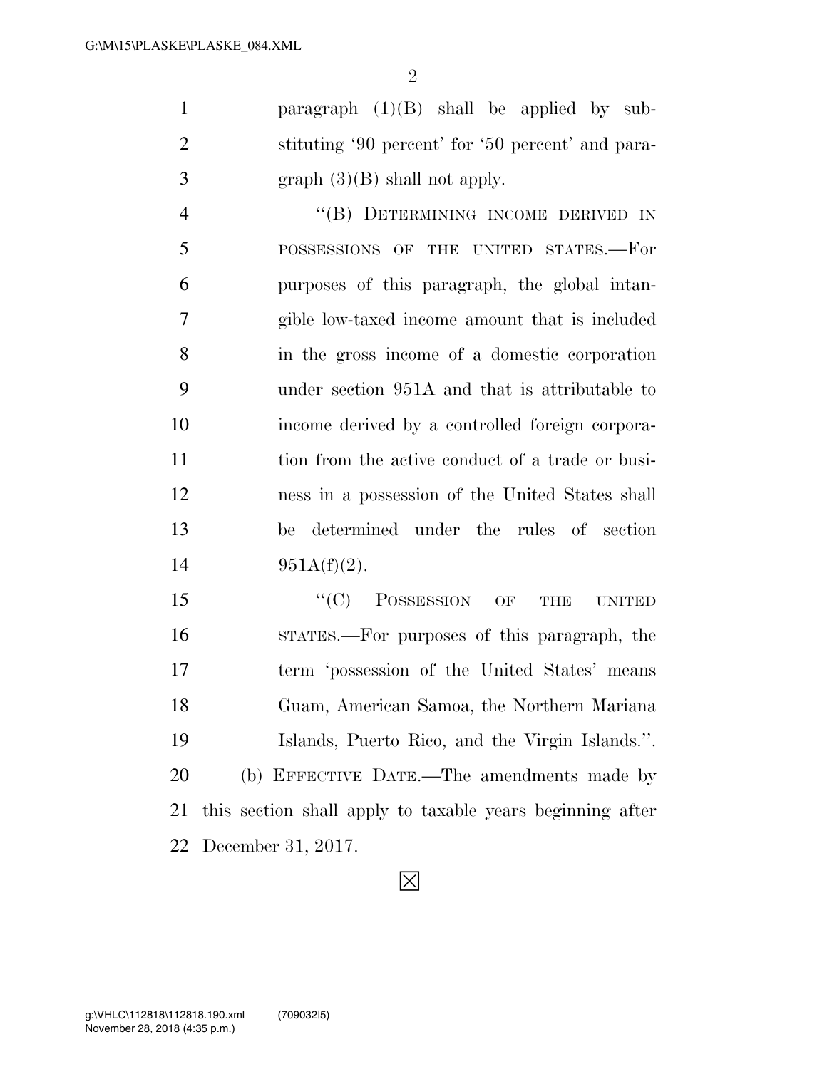paragraph (1)(B) shall be applied by substituting '90 percent' for '50 percent' and paragraph (3)(B) shall not apply.

"(B) DETERMINING INCOME DERIVED IN POSSESSIONS OF THE UNITED STATES.—For purposes of this paragraph, the global intangible low-taxed income amount that is included in the gross income of a domestic corporation under section 951A and that is attributable to income derived by a controlled foreign corporation from the active conduct of a trade or business in a possession of the United States shall be determined under the rules of section 951A(f)(2).

"(C) POSSESSION OF THE UNITED STATES.—For purposes of this paragraph, the term 'possession of the United States' means Guam, American Samoa, the Northern Mariana Islands, Puerto Rico, and the Virgin Islands.".

(b) EFFECTIVE DATE.—The amendments made by this section shall apply to taxable years beginning after December 31, 2017.